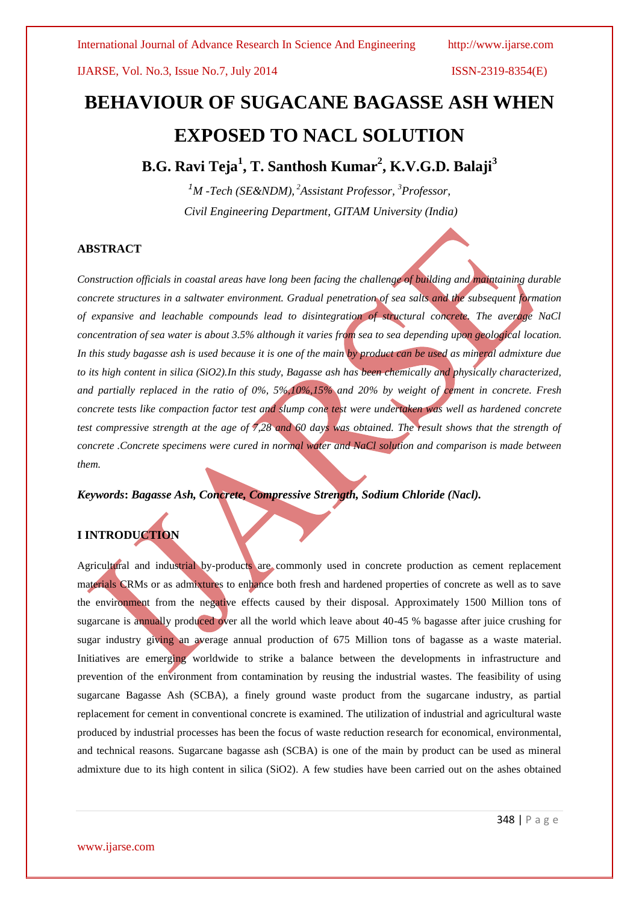# BEHAVIOUR OF SUGACANE BAGASSE ASH WHEN EXPOSED TO NACL SOLUTION

**B.G. Ravi Teja[1], T. Santhosh Kumar[2], K.V.G.D. Balaji[3]**

*[1]M -Tech (SE&NDM), [2]Assistant Professor, [3]Professor,*
*Civil Engineering Department, GITAM University (India)*

## ABSTRACT

*Construction officials in coastal areas have long been facing the challenge of building and maintaining durable concrete structures in a saltwater environment. Gradual penetration of sea salts and the subsequent formation of expansive and leachable compounds lead to disintegration of structural concrete. The average NaCl concentration of sea water is about 3.5% although it varies from sea to sea depending upon geological location. In this study bagasse ash is used because it is one of the main by product can be used as mineral admixture due to its high content in silica (SiO2).In this study, Bagasse ash has been chemically and physically characterized, and partially replaced in the ratio of 0%, 5%,10%,15% and 20% by weight of cement in concrete. Fresh concrete tests like compaction factor test and slump cone test were undertaken was well as hardened concrete test compressive strength at the age of 7,28 and 60 days was obtained. The result shows that the strength of concrete .Concrete specimens were cured in normal water and NaCl solution and comparison is made between them.*

***Keywords*: *Bagasse Ash, Concrete, Compressive Strength, Sodium Chloride (Nacl).***

## I INTRODUCTION

Agricultural and industrial by-products are commonly used in concrete production as cement replacement materials CRMs or as admixtures to enhance both fresh and hardened properties of concrete as well as to save the environment from the negative effects caused by their disposal. Approximately 1500 Million tons of sugarcane is annually produced over all the world which leave about 40-45 % bagasse after juice crushing for sugar industry giving an average annual production of 675 Million tons of bagasse as a waste material. Initiatives are emerging worldwide to strike a balance between the developments in infrastructure and prevention of the environment from contamination by reusing the industrial wastes. The feasibility of using sugarcane Bagasse Ash (SCBA), a finely ground waste product from the sugarcane industry, as partial replacement for cement in conventional concrete is examined. The utilization of industrial and agricultural waste produced by industrial processes has been the focus of waste reduction research for economical, environmental, and technical reasons. Sugarcane bagasse ash (SCBA) is one of the main by product can be used as mineral admixture due to its high content in silica ($SiO_2$). A few studies have been carried out on the ashes obtained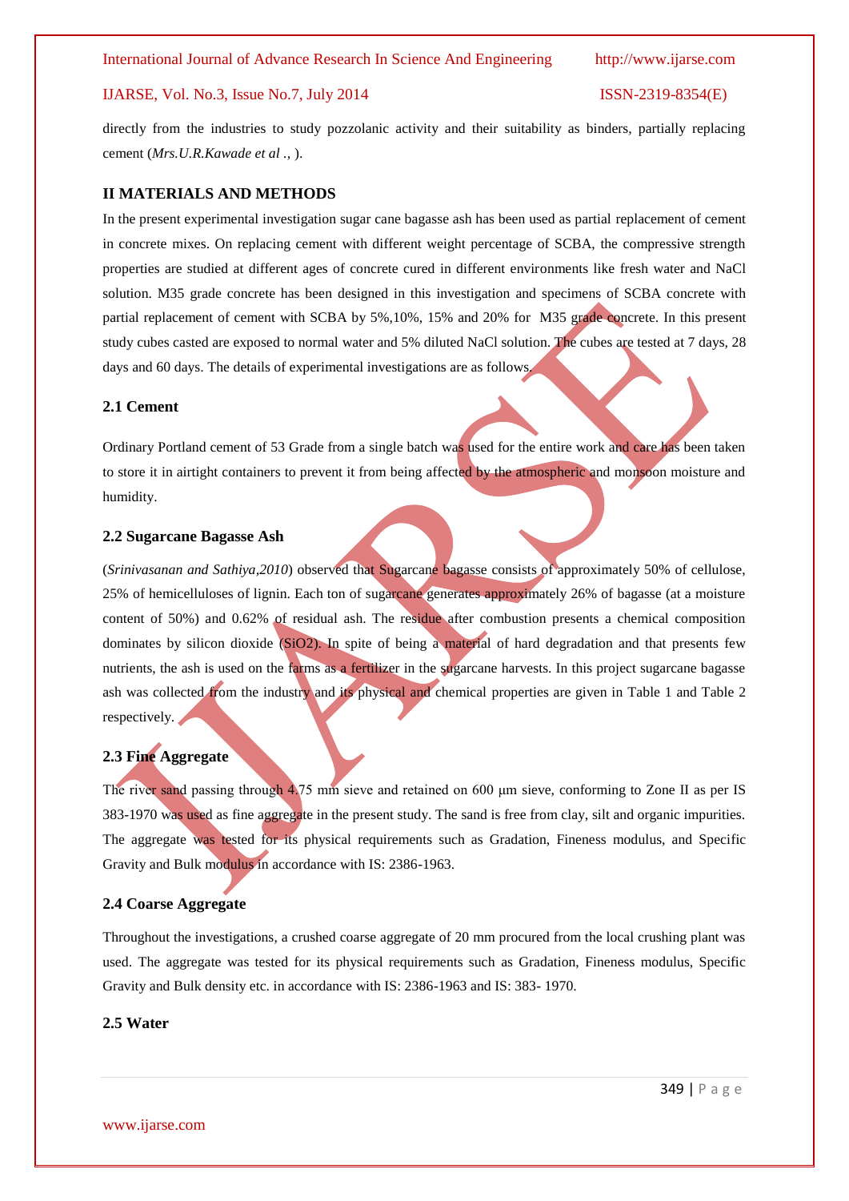directly from the industries to study pozzolanic activity and their suitability as binders, partially replacing cement (*Mrs.U.R.Kawade et al .,* ).

## II MATERIALS AND METHODS

In the present experimental investigation sugar cane bagasse ash has been used as partial replacement of cement in concrete mixes. On replacing cement with different weight percentage of SCBA, the compressive strength properties are studied at different ages of concrete cured in different environments like fresh water and NaCl solution. M35 grade concrete has been designed in this investigation and specimens of SCBA concrete with partial replacement of cement with SCBA by 5%,10%, 15% and 20% for M35 grade concrete. In this present study cubes casted are exposed to normal water and 5% diluted NaCl solution. The cubes are tested at 7 days, 28 days and 60 days. The details of experimental investigations are as follows.

### 2.1 Cement

Ordinary Portland cement of 53 Grade from a single batch was used for the entire work and care has been taken to store it in airtight containers to prevent it from being affected by the atmospheric and monsoon moisture and humidity.

### 2.2 Sugarcane Bagasse Ash

(*Srinivasanan and Sathiya,2010*) observed that Sugarcane bagasse consists of approximately 50% of cellulose, 25% of hemicelluloses of lignin. Each ton of sugarcane generates approximately 26% of bagasse (at a moisture content of 50%) and 0.62% of residual ash. The residue after combustion presents a chemical composition dominates by silicon dioxide ($SiO_2$). In spite of being a material of hard degradation and that presents few nutrients, the ash is used on the farms as a fertilizer in the sugarcane harvests. In this project sugarcane bagasse ash was collected from the industry and its physical and chemical properties are given in Table 1 and Table 2 respectively.

### 2.3 Fine Aggregate

The river sand passing through 4.75 mm sieve and retained on 600 μm sieve, conforming to Zone II as per IS 383-1970 was used as fine aggregate in the present study. The sand is free from clay, silt and organic impurities. The aggregate was tested for its physical requirements such as Gradation, Fineness modulus, and Specific Gravity and Bulk modulus in accordance with IS: 2386-1963.

### 2.4 Coarse Aggregate

Throughout the investigations, a crushed coarse aggregate of 20 mm procured from the local crushing plant was used. The aggregate was tested for its physical requirements such as Gradation, Fineness modulus, Specific Gravity and Bulk density etc. in accordance with IS: 2386-1963 and IS: 383- 1970.

### 2.5 Water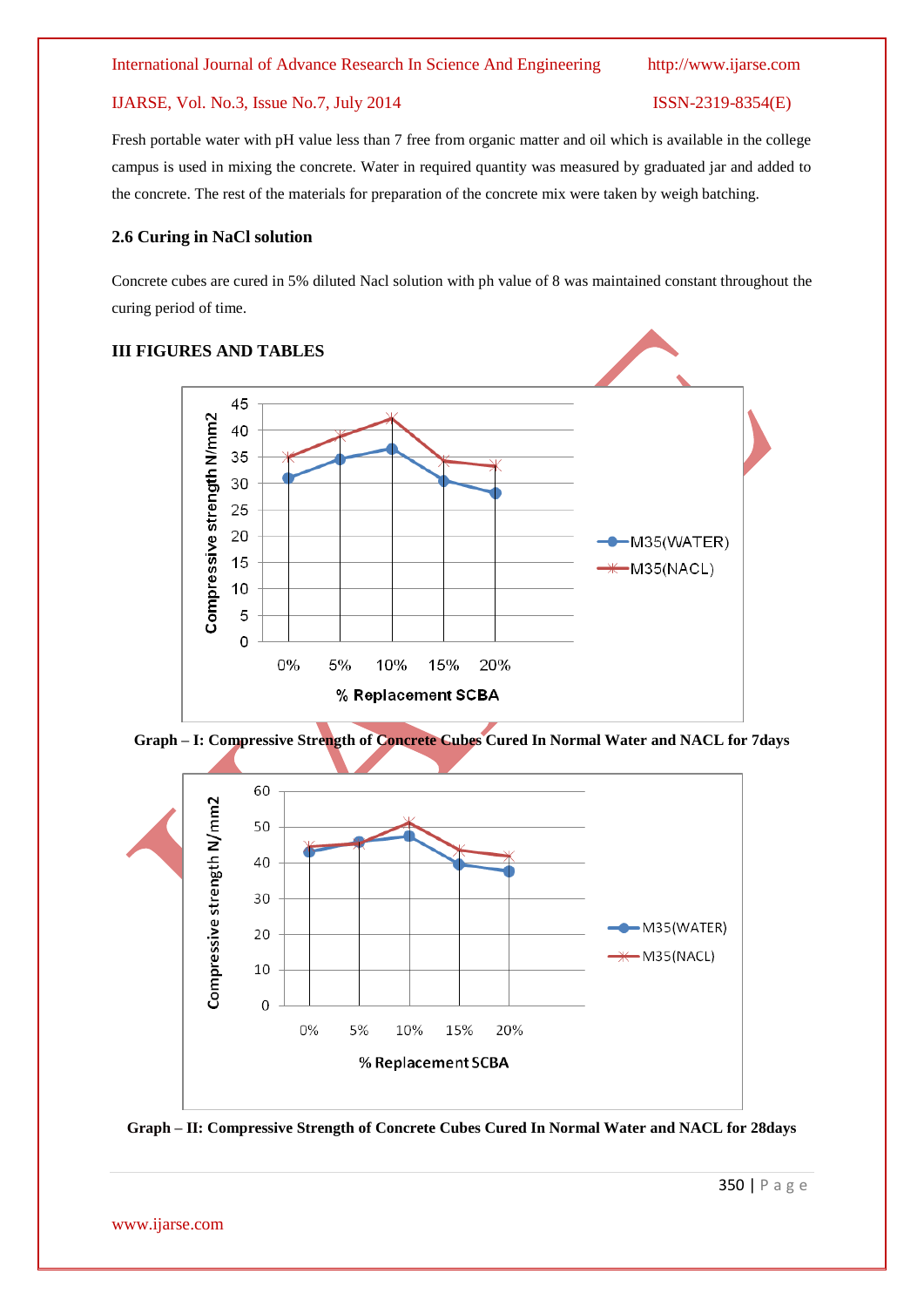Fresh portable water with pH value less than 7 free from organic matter and oil which is available in the college campus is used in mixing the concrete. Water in required quantity was measured by graduated jar and added to the concrete. The rest of the materials for preparation of the concrete mix were taken by weigh batching.

### 2.6 Curing in NaCl solution

Concrete cubes are cured in 5% diluted Nacl solution with ph value of 8 was maintained constant throughout the curing period of time.

## III FIGURES AND TABLES

**Graph – I: Compressive Strength of Concrete Cubes Cured In Normal Water and NACL for 7days**

**Graph – II: Compressive Strength of Concrete Cubes Cured In Normal Water and NACL for 28days**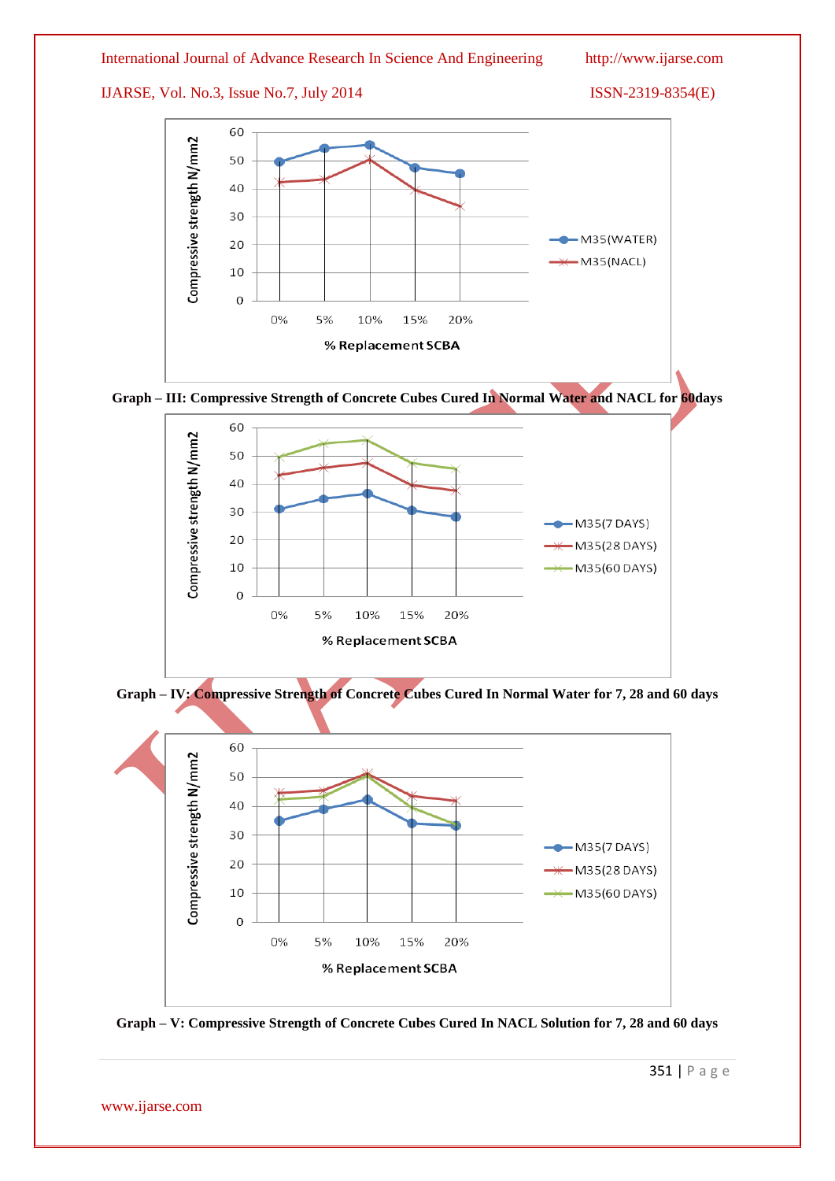Graph – III: Compressive Strength of Concrete Cubes Cured In Normal Water and NACL for 60days

Graph – IV: Compressive Strength of Concrete Cubes Cured In Normal Water for 7, 28 and 60 days

Graph – V: Compressive Strength of Concrete Cubes Cured In NACL Solution for 7, 28 and 60 days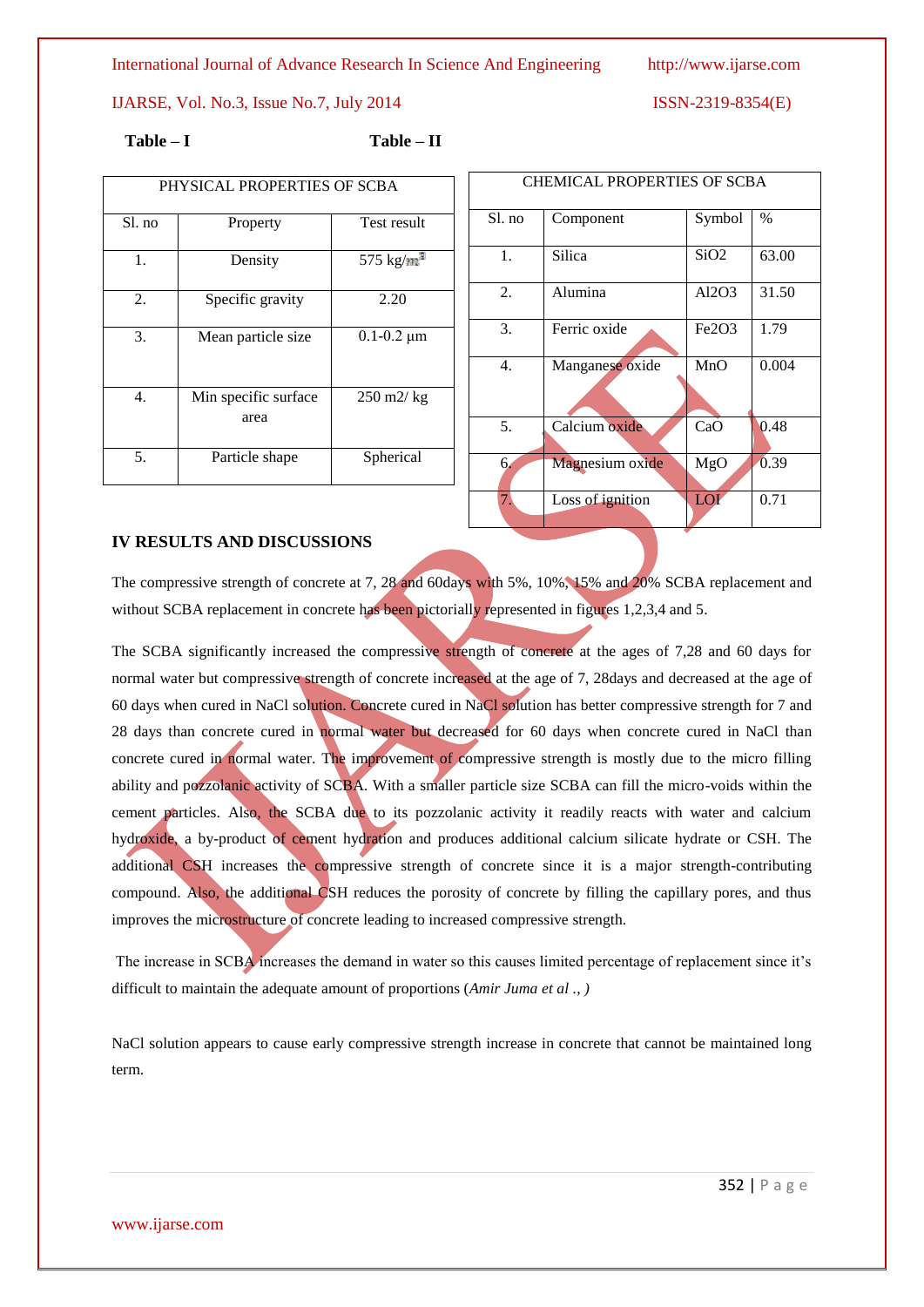**Table – I**

| PHYSICAL PROPERTIES OF SCBA | | |
|---|---|---|
| Sl. no | Property | Test result |
| 1. | Density | 575 $kg/m^3$ |
| 2. | Specific gravity | 2.20 |
| 3. | Mean particle size | 0.1-0.2 μm |
| 4. | Min specific surface area | 250 m2/ kg |
| 5. | Particle shape | Spherical |

**Table – II**

| CHEMICAL PROPERTIES OF SCBA | | | |
|---|---|---|---|
| Sl. no | Component | Symbol | % |
| 1. | Silica | $SiO_2$ | 63.00 |
| 2. | Alumina | $Al_2O_3$ | 31.50 |
| 3. | Ferric oxide | $Fe_2O_3$ | 1.79 |
| 4. | Manganese oxide | MnO | 0.004 |
| 5. | Calcium oxide | CaO | 0.48 |
| 6. | Magnesium oxide | MgO | 0.39 |
| 7. | Loss of ignition | LOI | 0.71 |

## IV RESULTS AND DISCUSSIONS

The compressive strength of concrete at 7, 28 and 60days with 5%, 10%, 15% and 20% SCBA replacement and without SCBA replacement in concrete has been pictorially represented in figures 1,2,3,4 and 5.

The SCBA significantly increased the compressive strength of concrete at the ages of 7,28 and 60 days for normal water but compressive strength of concrete increased at the age of 7, 28days and decreased at the age of 60 days when cured in NaCl solution. Concrete cured in NaCl solution has better compressive strength for 7 and 28 days than concrete cured in normal water but decreased for 60 days when concrete cured in NaCl than concrete cured in normal water. The improvement of compressive strength is mostly due to the micro filling ability and pozzolanic activity of SCBA. With a smaller particle size SCBA can fill the micro-voids within the cement particles. Also, the SCBA due to its pozzolanic activity it readily reacts with water and calcium hydroxide, a by-product of cement hydration and produces additional calcium silicate hydrate or CSH. The additional CSH increases the compressive strength of concrete since it is a major strength-contributing compound. Also, the additional CSH reduces the porosity of concrete by filling the capillary pores, and thus improves the microstructure of concrete leading to increased compressive strength.

The increase in SCBA increases the demand in water so this causes limited percentage of replacement since it's difficult to maintain the adequate amount of proportions (*Amir Juma et al ., )*

NaCl solution appears to cause early compressive strength increase in concrete that cannot be maintained long term.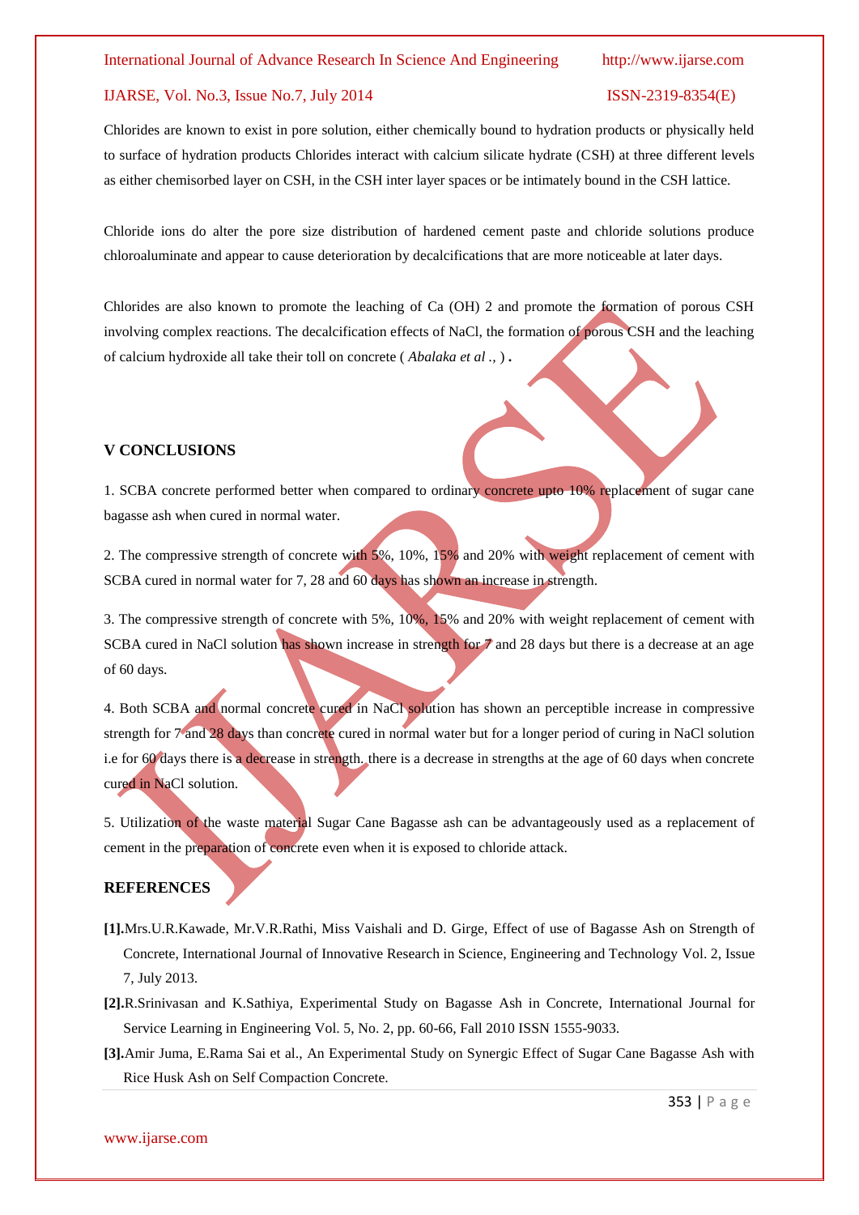Chlorides are known to exist in pore solution, either chemically bound to hydration products or physically held to surface of hydration products Chlorides interact with calcium silicate hydrate (CSH) at three different levels as either chemisorbed layer on CSH, in the CSH inter layer spaces or be intimately bound in the CSH lattice.

Chloride ions do alter the pore size distribution of hardened cement paste and chloride solutions produce chloroaluminate and appear to cause deterioration by decalcifications that are more noticeable at later days.

Chlorides are also known to promote the leaching of Ca (OH) 2 and promote the formation of porous CSH involving complex reactions. The decalcification effects of NaCl, the formation of porous CSH and the leaching of calcium hydroxide all take their toll on concrete ( *Abalaka et al .,* ) **.**

## V CONCLUSIONS

1. SCBA concrete performed better when compared to ordinary concrete upto 10% replacement of sugar cane bagasse ash when cured in normal water.

2. The compressive strength of concrete with 5%, 10%, 15% and 20% with weight replacement of cement with SCBA cured in normal water for 7, 28 and 60 days has shown an increase in strength.

3. The compressive strength of concrete with 5%, 10%, 15% and 20% with weight replacement of cement with SCBA cured in NaCl solution has shown increase in strength for 7 and 28 days but there is a decrease at an age of 60 days.

4. Both SCBA and normal concrete cured in NaCl solution has shown an perceptible increase in compressive strength for 7 and 28 days than concrete cured in normal water but for a longer period of curing in NaCl solution i.e for 60 days there is a decrease in strength. there is a decrease in strengths at the age of 60 days when concrete cured in NaCl solution.

5. Utilization of the waste material Sugar Cane Bagasse ash can be advantageously used as a replacement of cement in the preparation of concrete even when it is exposed to chloride attack.

## REFERENCES

**[1].**Mrs.U.R.Kawade, Mr.V.R.Rathi, Miss Vaishali and D. Girge, Effect of use of Bagasse Ash on Strength of Concrete, International Journal of Innovative Research in Science, Engineering and Technology Vol. 2, Issue 7, July 2013.

**[2].**R.Srinivasan and K.Sathiya, Experimental Study on Bagasse Ash in Concrete, International Journal for Service Learning in Engineering Vol. 5, No. 2, pp. 60-66, Fall 2010 ISSN 1555-9033.

**[3].**Amir Juma, E.Rama Sai et al., An Experimental Study on Synergic Effect of Sugar Cane Bagasse Ash with Rice Husk Ash on Self Compaction Concrete.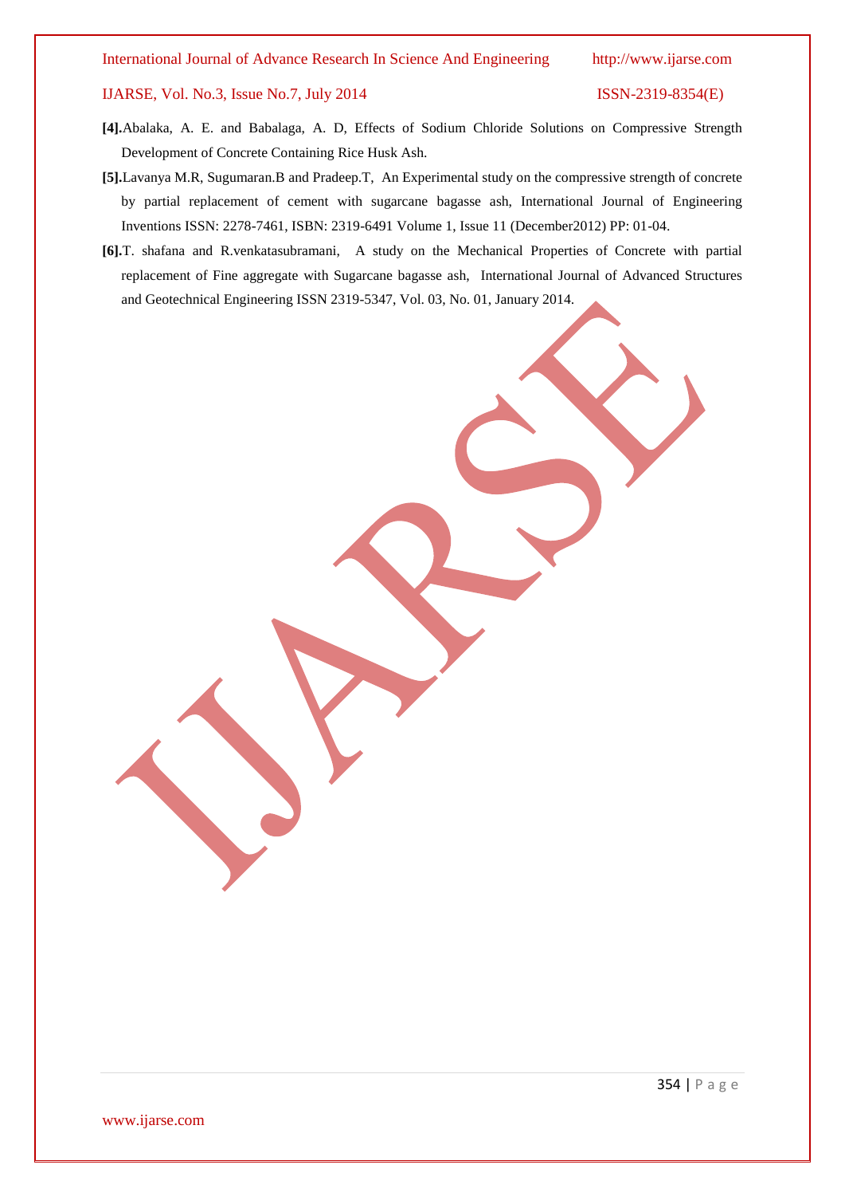**[4].**Abalaka, A. E. and Babalaga, A. D, Effects of Sodium Chloride Solutions on Compressive Strength Development of Concrete Containing Rice Husk Ash.

**[5].**Lavanya M.R, Sugumaran.B and Pradeep.T, An Experimental study on the compressive strength of concrete by partial replacement of cement with sugarcane bagasse ash, International Journal of Engineering Inventions ISSN: 2278-7461, ISBN: 2319-6491 Volume 1, Issue 11 (December2012) PP: 01-04.

**[6].**T. shafana and R.venkatasubramani, A study on the Mechanical Properties of Concrete with partial replacement of Fine aggregate with Sugarcane bagasse ash, International Journal of Advanced Structures and Geotechnical Engineering ISSN 2319-5347, Vol. 03, No. 01, January 2014.